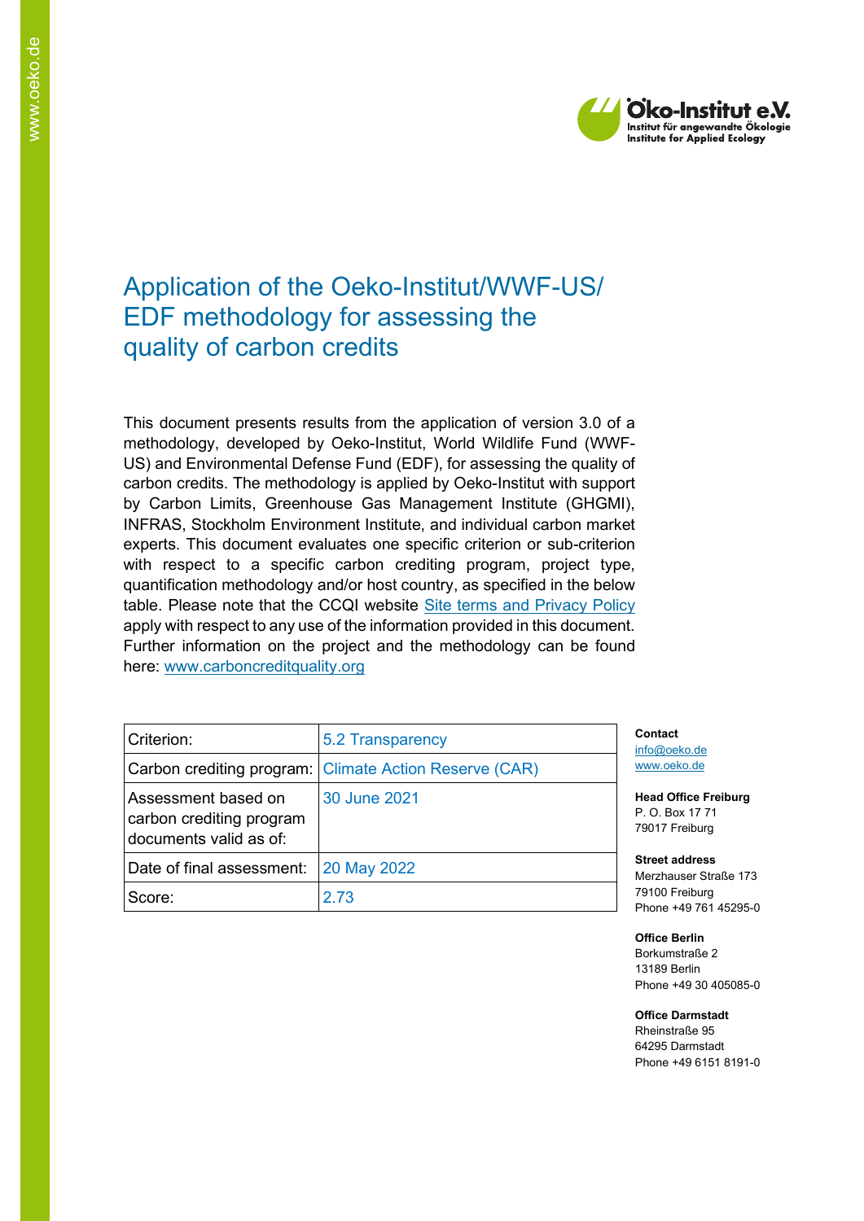# Application of the Oeko-Institut/WWF-US/ EDF methodology for assessing the quality of carbon credits

This document presents results from the application of version 3.0 of a methodology, developed by Oeko-Institut, World Wildlife Fund (WWF-US) and Environmental Defense Fund (EDF), for assessing the quality of carbon credits. The methodology is applied by Oeko-Institut with support by Carbon Limits, Greenhouse Gas Management Institute (GHGMI), INFRAS, Stockholm Environment Institute, and individual carbon market experts. This document evaluates one specific criterion or sub-criterion with respect to a specific carbon crediting program, project type, quantification methodology and/or host country, as specified in the below table. Please note that the CCQI website Site terms and Privacy Policy apply with respect to any use of the information provided in this document. Further information on the project and the methodology can be found here: www.carboncreditquality.org

| Criterion: | 5.2 Transparency |
|---|---|
| Carbon crediting program: | Climate Action Reserve (CAR) |
| Assessment based on carbon crediting program documents valid as of: | 30 June 2021 |
| Date of final assessment: | 20 May 2022 |
| Score: | 2.73 |

**Contact**
info@oeko.de
www.oeko.de

**Head Office Freiburg**
P. O. Box 17 71
79017 Freiburg

**Street address**
Merzhauser Straße 173
79100 Freiburg
Phone +49 761 45295-0

**Office Berlin**
Borkumstraße 2
13189 Berlin
Phone +49 30 405085-0

**Office Darmstadt**
Rheinstraße 95
64295 Darmstadt
Phone +49 6151 8191-0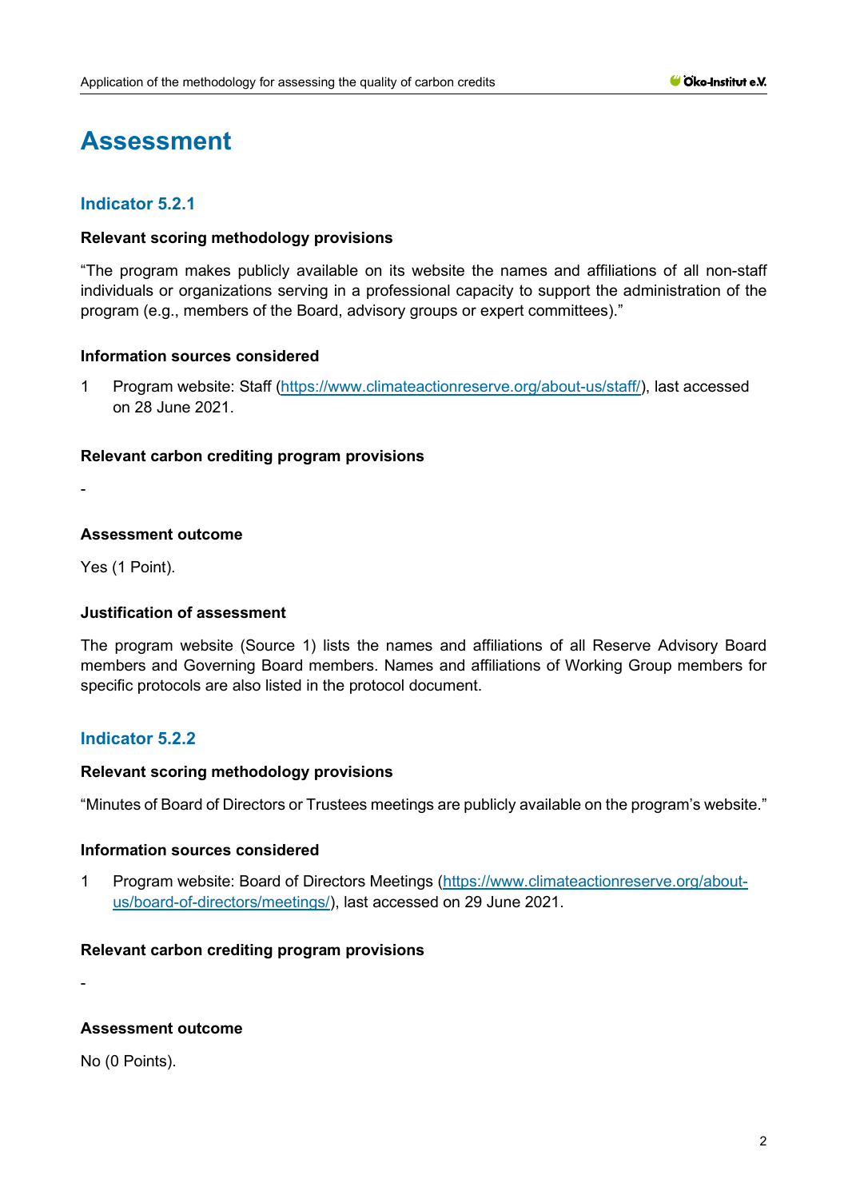# Assessment

## Indicator 5.2.1

### Relevant scoring methodology provisions

"The program makes publicly available on its website the names and affiliations of all non-staff individuals or organizations serving in a professional capacity to support the administration of the program (e.g., members of the Board, advisory groups or expert committees)."

### Information sources considered

1 Program website: Staff (https://www.climateactionreserve.org/about-us/staff/), last accessed on 28 June 2021.

### Relevant carbon crediting program provisions

-

### Assessment outcome

Yes (1 Point).

### Justification of assessment

The program website (Source 1) lists the names and affiliations of all Reserve Advisory Board members and Governing Board members. Names and affiliations of Working Group members for specific protocols are also listed in the protocol document.

## Indicator 5.2.2

### Relevant scoring methodology provisions

"Minutes of Board of Directors or Trustees meetings are publicly available on the program's website."

### Information sources considered

1 Program website: Board of Directors Meetings (https://www.climateactionreserve.org/about-us/board-of-directors/meetings/), last accessed on 29 June 2021.

### Relevant carbon crediting program provisions

-

### Assessment outcome

No (0 Points).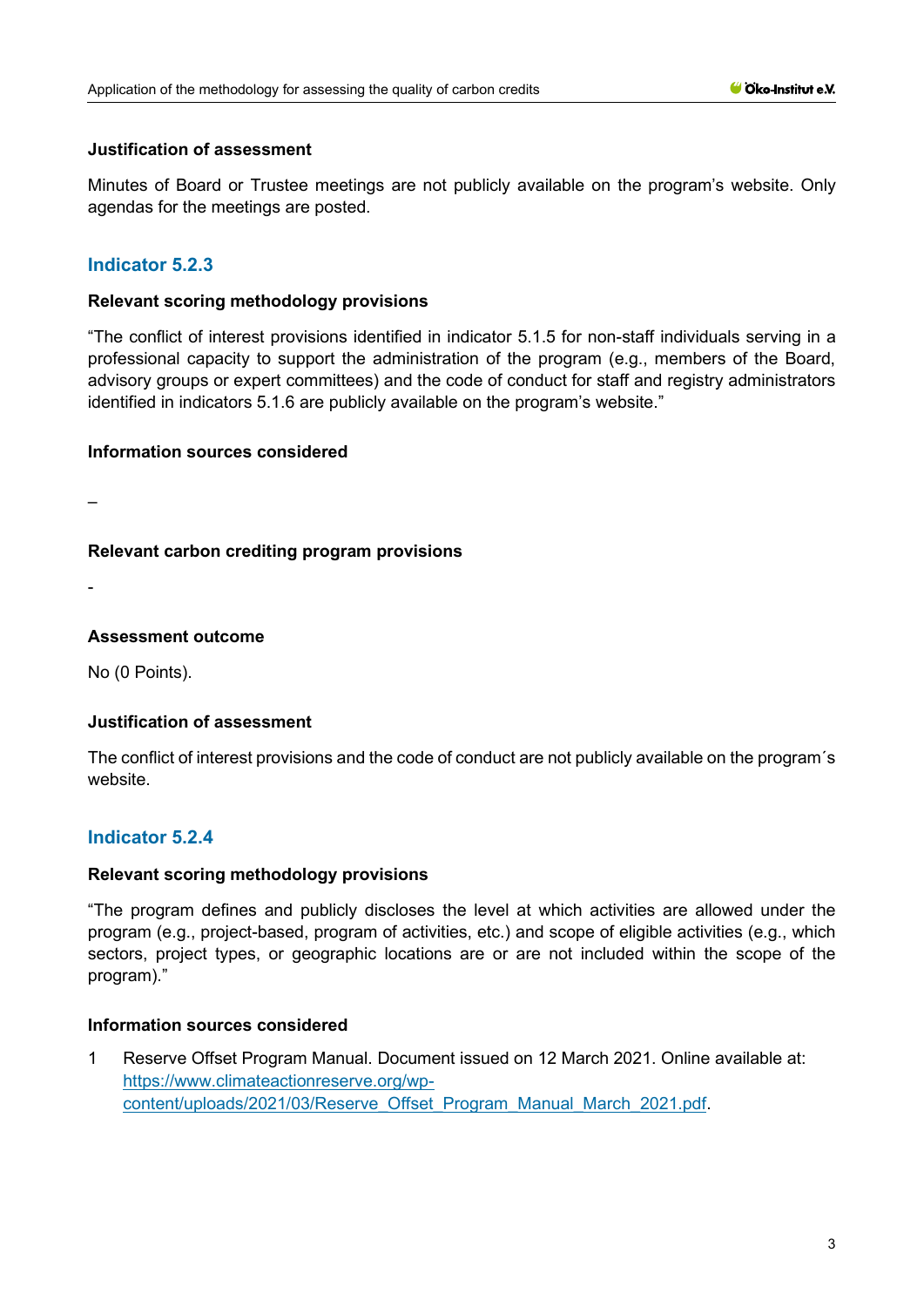#### Justification of assessment

Minutes of Board or Trustee meetings are not publicly available on the program's website. Only agendas for the meetings are posted.

### Indicator 5.2.3

#### Relevant scoring methodology provisions

"The conflict of interest provisions identified in indicator 5.1.5 for non-staff individuals serving in a professional capacity to support the administration of the program (e.g., members of the Board, advisory groups or expert committees) and the code of conduct for staff and registry administrators identified in indicators 5.1.6 are publicly available on the program's website."

#### Information sources considered

–

#### Relevant carbon crediting program provisions

-

#### Assessment outcome

No (0 Points).

#### Justification of assessment

The conflict of interest provisions and the code of conduct are not publicly available on the program´s website.

### Indicator 5.2.4

#### Relevant scoring methodology provisions

"The program defines and publicly discloses the level at which activities are allowed under the program (e.g., project-based, program of activities, etc.) and scope of eligible activities (e.g., which sectors, project types, or geographic locations are or are not included within the scope of the program)."

#### Information sources considered

1 Reserve Offset Program Manual. Document issued on 12 March 2021. Online available at: https://www.climateactionreserve.org/wp-content/uploads/2021/03/Reserve_Offset_Program_Manual_March_2021.pdf.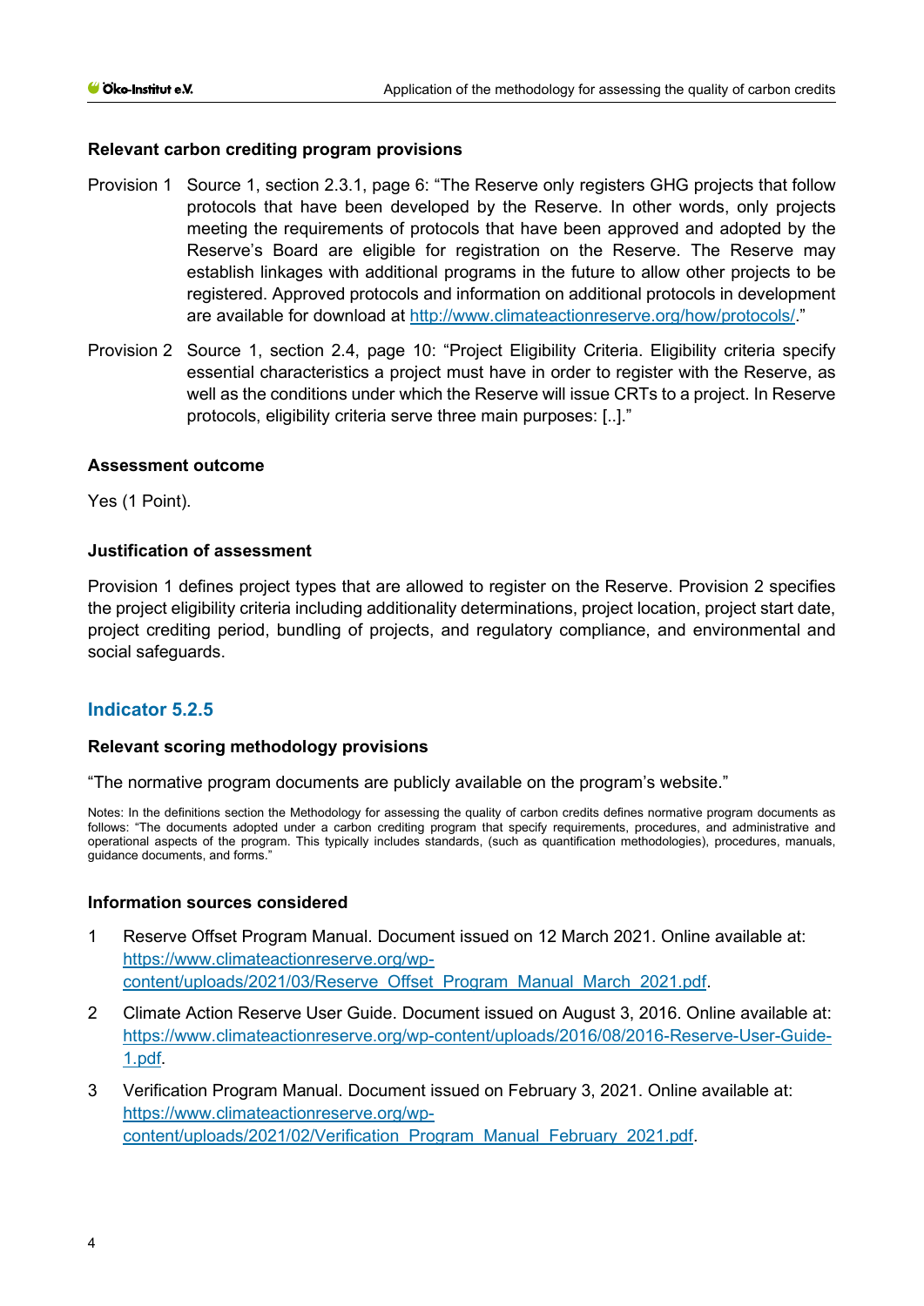**Relevant carbon crediting program provisions**

Provision 1 Source 1, section 2.3.1, page 6: "The Reserve only registers GHG projects that follow protocols that have been developed by the Reserve. In other words, only projects meeting the requirements of protocols that have been approved and adopted by the Reserve's Board are eligible for registration on the Reserve. The Reserve may establish linkages with additional programs in the future to allow other projects to be registered. Approved protocols and information on additional protocols in development are available for download at http://www.climateactionreserve.org/how/protocols/."

Provision 2 Source 1, section 2.4, page 10: "Project Eligibility Criteria. Eligibility criteria specify essential characteristics a project must have in order to register with the Reserve, as well as the conditions under which the Reserve will issue CRTs to a project. In Reserve protocols, eligibility criteria serve three main purposes: [..]."

**Assessment outcome**

Yes (1 Point).

**Justification of assessment**

Provision 1 defines project types that are allowed to register on the Reserve. Provision 2 specifies the project eligibility criteria including additionality determinations, project location, project start date, project crediting period, bundling of projects, and regulatory compliance, and environmental and social safeguards.

## Indicator 5.2.5

**Relevant scoring methodology provisions**

"The normative program documents are publicly available on the program's website."

Notes: In the definitions section the Methodology for assessing the quality of carbon credits defines normative program documents as follows: "The documents adopted under a carbon crediting program that specify requirements, procedures, and administrative and operational aspects of the program. This typically includes standards, (such as quantification methodologies), procedures, manuals, guidance documents, and forms."

**Information sources considered**

1. Reserve Offset Program Manual. Document issued on 12 March 2021. Online available at: https://www.climateactionreserve.org/wp-content/uploads/2021/03/Reserve_Offset_Program_Manual_March_2021.pdf.
2. Climate Action Reserve User Guide. Document issued on August 3, 2016. Online available at: https://www.climateactionreserve.org/wp-content/uploads/2016/08/2016-Reserve-User-Guide-1.pdf.
3. Verification Program Manual. Document issued on February 3, 2021. Online available at: https://www.climateactionreserve.org/wp-content/uploads/2021/02/Verification_Program_Manual_February_2021.pdf.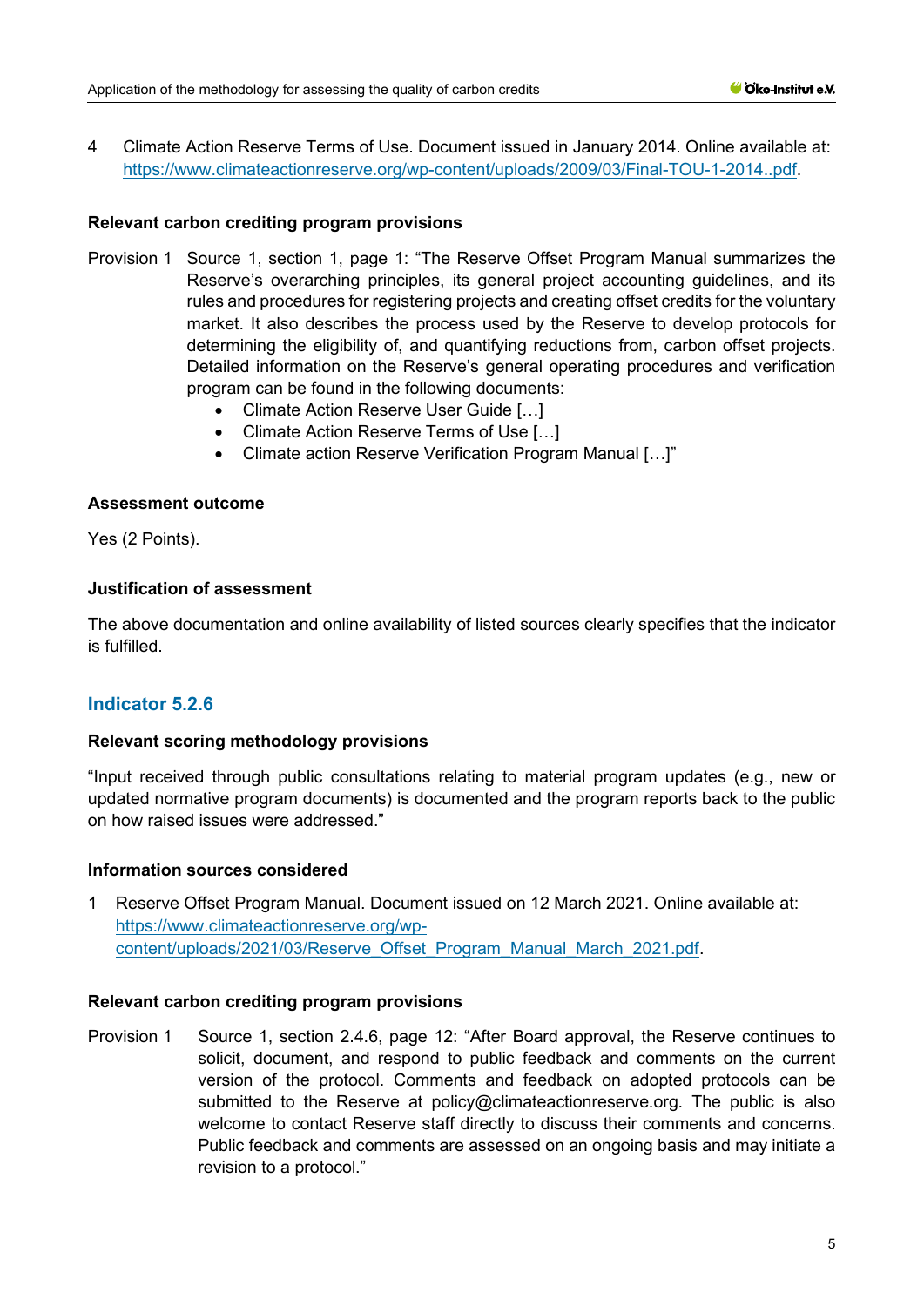4 Climate Action Reserve Terms of Use. Document issued in January 2014. Online available at: https://www.climateactionreserve.org/wp-content/uploads/2009/03/Final-TOU-1-2014..pdf.

**Relevant carbon crediting program provisions**

Provision 1 Source 1, section 1, page 1: "The Reserve Offset Program Manual summarizes the Reserve's overarching principles, its general project accounting guidelines, and its rules and procedures for registering projects and creating offset credits for the voluntary market. It also describes the process used by the Reserve to develop protocols for determining the eligibility of, and quantifying reductions from, carbon offset projects. Detailed information on the Reserve's general operating procedures and verification program can be found in the following documents:

- Climate Action Reserve User Guide […]
- Climate Action Reserve Terms of Use […]
- Climate action Reserve Verification Program Manual […]"

**Assessment outcome**

Yes (2 Points).

**Justification of assessment**

The above documentation and online availability of listed sources clearly specifies that the indicator is fulfilled.

## Indicator 5.2.6

**Relevant scoring methodology provisions**

"Input received through public consultations relating to material program updates (e.g., new or updated normative program documents) is documented and the program reports back to the public on how raised issues were addressed."

**Information sources considered**

1 Reserve Offset Program Manual. Document issued on 12 March 2021. Online available at: https://www.climateactionreserve.org/wp-content/uploads/2021/03/Reserve_Offset_Program_Manual_March_2021.pdf.

**Relevant carbon crediting program provisions**

Provision 1 Source 1, section 2.4.6, page 12: "After Board approval, the Reserve continues to solicit, document, and respond to public feedback and comments on the current version of the protocol. Comments and feedback on adopted protocols can be submitted to the Reserve at policy@climateactionreserve.org. The public is also welcome to contact Reserve staff directly to discuss their comments and concerns. Public feedback and comments are assessed on an ongoing basis and may initiate a revision to a protocol."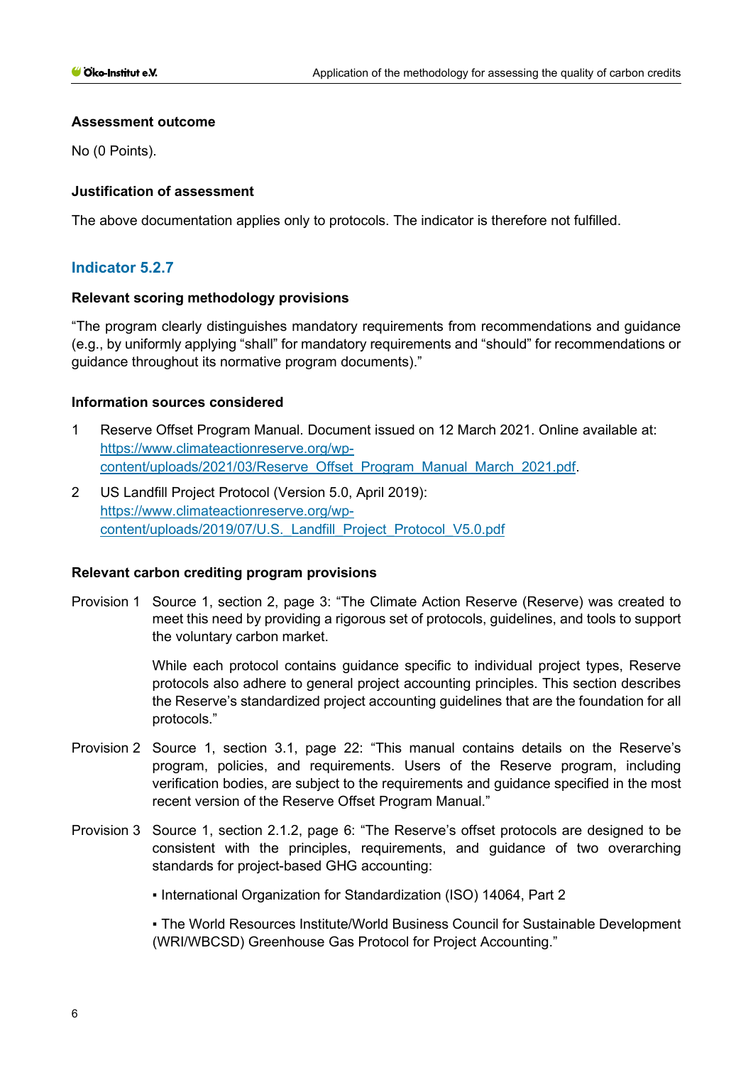#### Assessment outcome

No (0 Points).

#### Justification of assessment

The above documentation applies only to protocols. The indicator is therefore not fulfilled.

### Indicator 5.2.7

#### Relevant scoring methodology provisions

"The program clearly distinguishes mandatory requirements from recommendations and guidance (e.g., by uniformly applying "shall" for mandatory requirements and "should" for recommendations or guidance throughout its normative program documents)."

#### Information sources considered

1 Reserve Offset Program Manual. Document issued on 12 March 2021. Online available at: https://www.climateactionreserve.org/wp-content/uploads/2021/03/Reserve_Offset_Program_Manual_March_2021.pdf.

2 US Landfill Project Protocol (Version 5.0, April 2019): https://www.climateactionreserve.org/wp-content/uploads/2019/07/U.S._Landfill_Project_Protocol_V5.0.pdf

#### Relevant carbon crediting program provisions

Provision 1 Source 1, section 2, page 3: "The Climate Action Reserve (Reserve) was created to meet this need by providing a rigorous set of protocols, guidelines, and tools to support the voluntary carbon market.

While each protocol contains guidance specific to individual project types, Reserve protocols also adhere to general project accounting principles. This section describes the Reserve's standardized project accounting guidelines that are the foundation for all protocols."

Provision 2 Source 1, section 3.1, page 22: "This manual contains details on the Reserve's program, policies, and requirements. Users of the Reserve program, including verification bodies, are subject to the requirements and guidance specified in the most recent version of the Reserve Offset Program Manual."

Provision 3 Source 1, section 2.1.2, page 6: "The Reserve's offset protocols are designed to be consistent with the principles, requirements, and guidance of two overarching standards for project-based GHG accounting:

▪ International Organization for Standardization (ISO) 14064, Part 2

▪ The World Resources Institute/World Business Council for Sustainable Development (WRI/WBCSD) Greenhouse Gas Protocol for Project Accounting."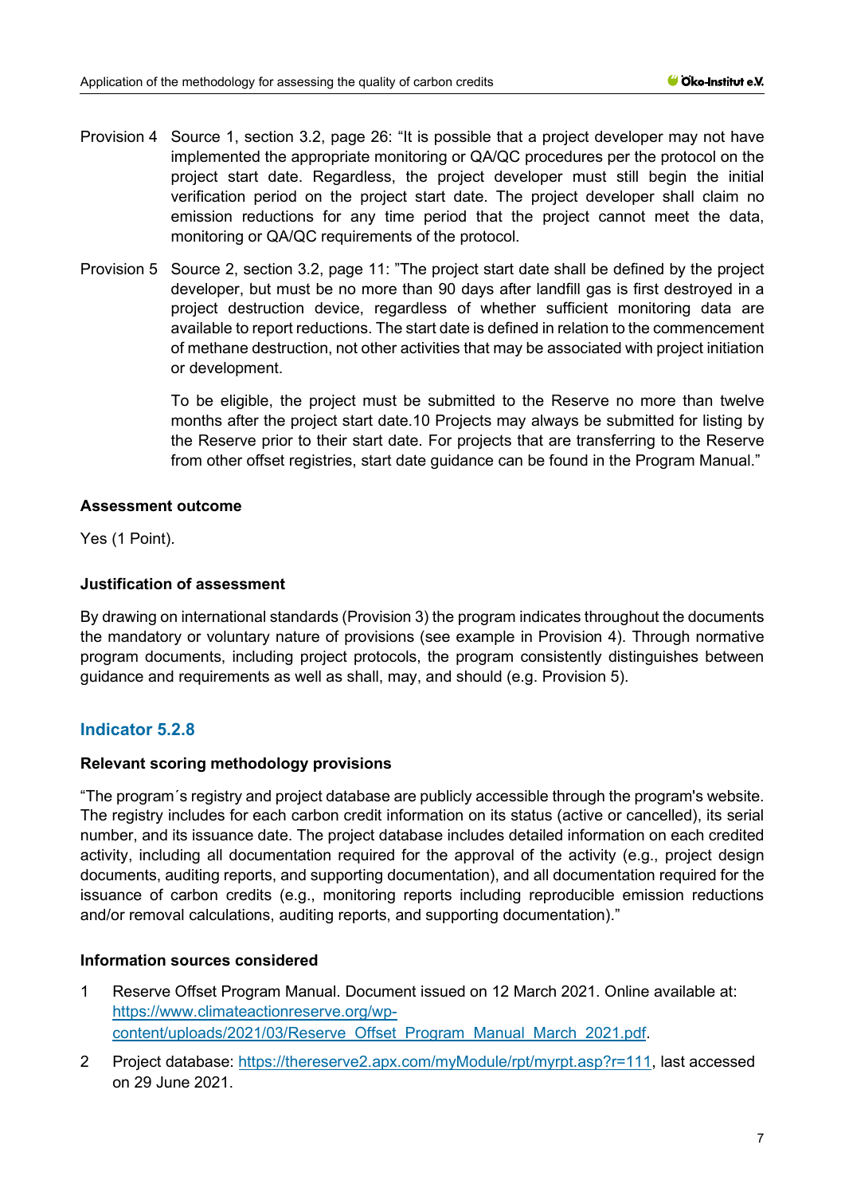Provision 4 Source 1, section 3.2, page 26: "It is possible that a project developer may not have implemented the appropriate monitoring or QA/QC procedures per the protocol on the project start date. Regardless, the project developer must still begin the initial verification period on the project start date. The project developer shall claim no emission reductions for any time period that the project cannot meet the data, monitoring or QA/QC requirements of the protocol.

Provision 5 Source 2, section 3.2, page 11: "The project start date shall be defined by the project developer, but must be no more than 90 days after landfill gas is first destroyed in a project destruction device, regardless of whether sufficient monitoring data are available to report reductions. The start date is defined in relation to the commencement of methane destruction, not other activities that may be associated with project initiation or development.

To be eligible, the project must be submitted to the Reserve no more than twelve months after the project start date.10 Projects may always be submitted for listing by the Reserve prior to their start date. For projects that are transferring to the Reserve from other offset registries, start date guidance can be found in the Program Manual."

**Assessment outcome**

Yes (1 Point).

**Justification of assessment**

By drawing on international standards (Provision 3) the program indicates throughout the documents the mandatory or voluntary nature of provisions (see example in Provision 4). Through normative program documents, including project protocols, the program consistently distinguishes between guidance and requirements as well as shall, may, and should (e.g. Provision 5).

## Indicator 5.2.8

**Relevant scoring methodology provisions**

"The program´s registry and project database are publicly accessible through the program's website. The registry includes for each carbon credit information on its status (active or cancelled), its serial number, and its issuance date. The project database includes detailed information on each credited activity, including all documentation required for the approval of the activity (e.g., project design documents, auditing reports, and supporting documentation), and all documentation required for the issuance of carbon credits (e.g., monitoring reports including reproducible emission reductions and/or removal calculations, auditing reports, and supporting documentation)."

**Information sources considered**

1. Reserve Offset Program Manual. Document issued on 12 March 2021. Online available at: https://www.climateactionreserve.org/wp-content/uploads/2021/03/Reserve_Offset_Program_Manual_March_2021.pdf.
2. Project database: https://thereserve2.apx.com/myModule/rpt/myrpt.asp?r=111, last accessed on 29 June 2021.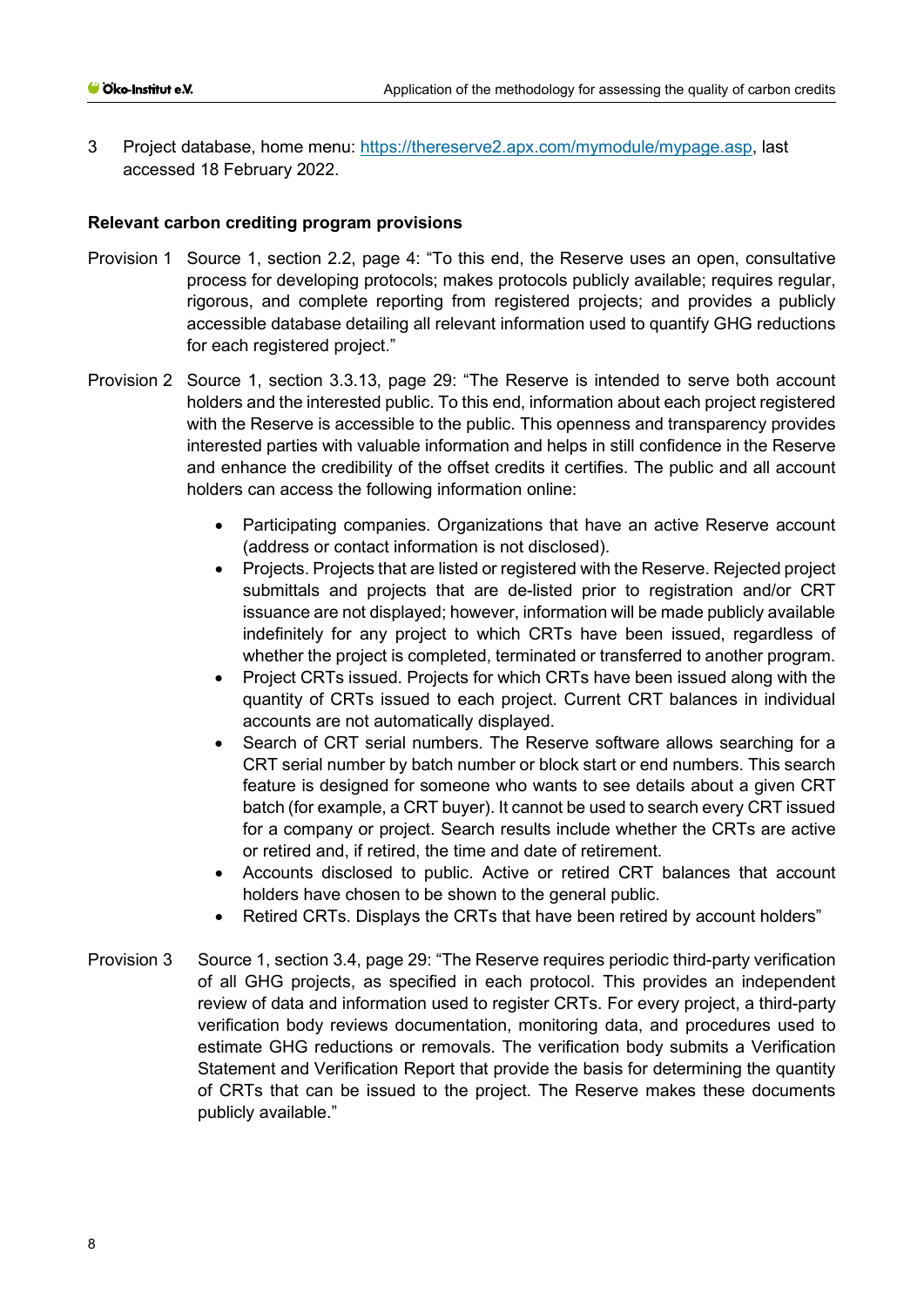3 Project database, home menu: https://thereserve2.apx.com/mymodule/mypage.asp, last accessed 18 February 2022.

**Relevant carbon crediting program provisions**

Provision 1 Source 1, section 2.2, page 4: "To this end, the Reserve uses an open, consultative process for developing protocols; makes protocols publicly available; requires regular, rigorous, and complete reporting from registered projects; and provides a publicly accessible database detailing all relevant information used to quantify GHG reductions for each registered project."

Provision 2 Source 1, section 3.3.13, page 29: "The Reserve is intended to serve both account holders and the interested public. To this end, information about each project registered with the Reserve is accessible to the public. This openness and transparency provides interested parties with valuable information and helps in still confidence in the Reserve and enhance the credibility of the offset credits it certifies. The public and all account holders can access the following information online:

- Participating companies. Organizations that have an active Reserve account (address or contact information is not disclosed).
- Projects. Projects that are listed or registered with the Reserve. Rejected project submittals and projects that are de-listed prior to registration and/or CRT issuance are not displayed; however, information will be made publicly available indefinitely for any project to which CRTs have been issued, regardless of whether the project is completed, terminated or transferred to another program.
- Project CRTs issued. Projects for which CRTs have been issued along with the quantity of CRTs issued to each project. Current CRT balances in individual accounts are not automatically displayed.
- Search of CRT serial numbers. The Reserve software allows searching for a CRT serial number by batch number or block start or end numbers. This search feature is designed for someone who wants to see details about a given CRT batch (for example, a CRT buyer). It cannot be used to search every CRT issued for a company or project. Search results include whether the CRTs are active or retired and, if retired, the time and date of retirement.
- Accounts disclosed to public. Active or retired CRT balances that account holders have chosen to be shown to the general public.
- Retired CRTs. Displays the CRTs that have been retired by account holders"

Provision 3 Source 1, section 3.4, page 29: "The Reserve requires periodic third-party verification of all GHG projects, as specified in each protocol. This provides an independent review of data and information used to register CRTs. For every project, a third-party verification body reviews documentation, monitoring data, and procedures used to estimate GHG reductions or removals. The verification body submits a Verification Statement and Verification Report that provide the basis for determining the quantity of CRTs that can be issued to the project. The Reserve makes these documents publicly available."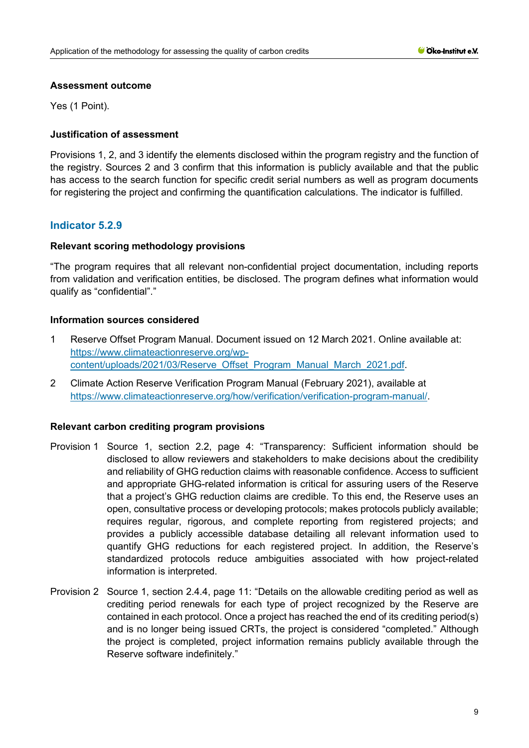**Assessment outcome**

Yes (1 Point).

**Justification of assessment**

Provisions 1, 2, and 3 identify the elements disclosed within the program registry and the function of the registry. Sources 2 and 3 confirm that this information is publicly available and that the public has access to the search function for specific credit serial numbers as well as program documents for registering the project and confirming the quantification calculations. The indicator is fulfilled.

## Indicator 5.2.9

**Relevant scoring methodology provisions**

"The program requires that all relevant non-confidential project documentation, including reports from validation and verification entities, be disclosed. The program defines what information would qualify as "confidential"."

**Information sources considered**

1 Reserve Offset Program Manual. Document issued on 12 March 2021. Online available at: https://www.climateactionreserve.org/wp-content/uploads/2021/03/Reserve_Offset_Program_Manual_March_2021.pdf.

2 Climate Action Reserve Verification Program Manual (February 2021), available at https://www.climateactionreserve.org/how/verification/verification-program-manual/.

**Relevant carbon crediting program provisions**

Provision 1 Source 1, section 2.2, page 4: "Transparency: Sufficient information should be disclosed to allow reviewers and stakeholders to make decisions about the credibility and reliability of GHG reduction claims with reasonable confidence. Access to sufficient and appropriate GHG-related information is critical for assuring users of the Reserve that a project's GHG reduction claims are credible. To this end, the Reserve uses an open, consultative process or developing protocols; makes protocols publicly available; requires regular, rigorous, and complete reporting from registered projects; and provides a publicly accessible database detailing all relevant information used to quantify GHG reductions for each registered project. In addition, the Reserve's standardized protocols reduce ambiguities associated with how project-related information is interpreted.

Provision 2 Source 1, section 2.4.4, page 11: "Details on the allowable crediting period as well as crediting period renewals for each type of project recognized by the Reserve are contained in each protocol. Once a project has reached the end of its crediting period(s) and is no longer being issued CRTs, the project is considered "completed." Although the project is completed, project information remains publicly available through the Reserve software indefinitely."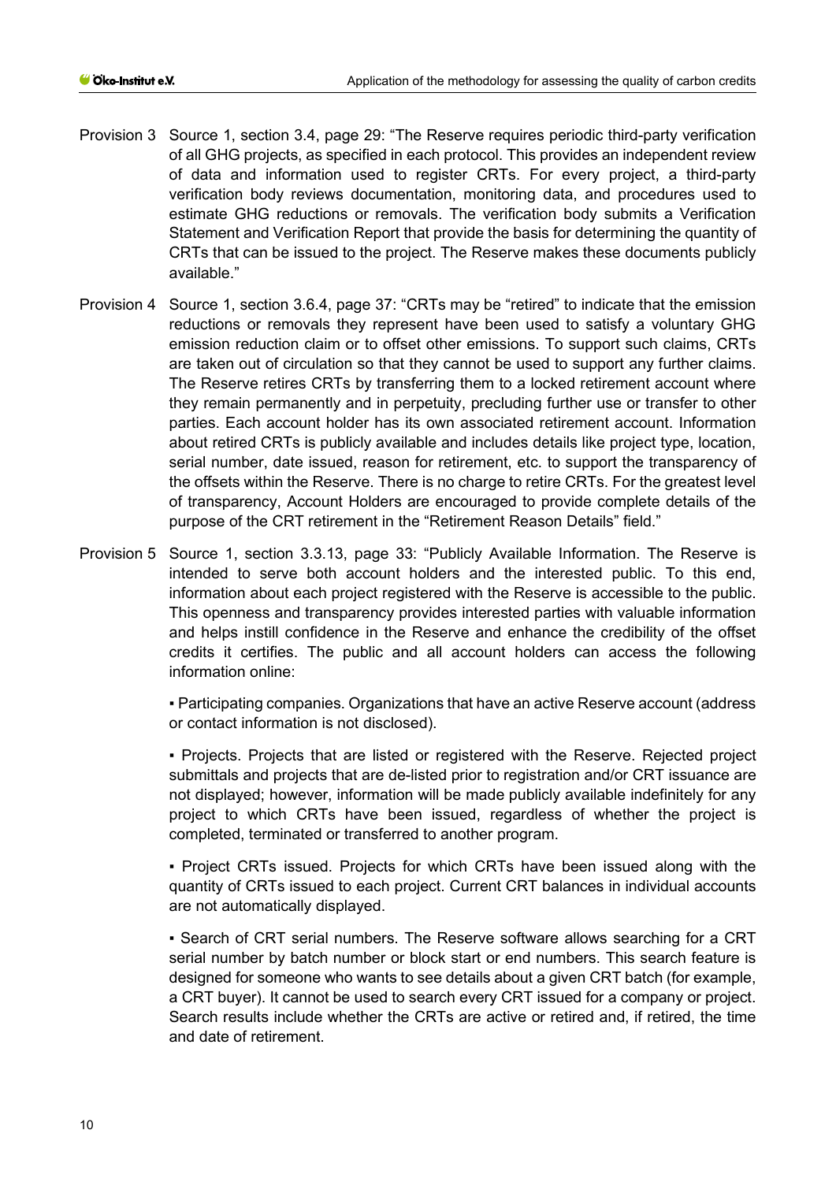Provision 3 Source 1, section 3.4, page 29: "The Reserve requires periodic third-party verification of all GHG projects, as specified in each protocol. This provides an independent review of data and information used to register CRTs. For every project, a third-party verification body reviews documentation, monitoring data, and procedures used to estimate GHG reductions or removals. The verification body submits a Verification Statement and Verification Report that provide the basis for determining the quantity of CRTs that can be issued to the project. The Reserve makes these documents publicly available."

Provision 4 Source 1, section 3.6.4, page 37: "CRTs may be "retired" to indicate that the emission reductions or removals they represent have been used to satisfy a voluntary GHG emission reduction claim or to offset other emissions. To support such claims, CRTs are taken out of circulation so that they cannot be used to support any further claims. The Reserve retires CRTs by transferring them to a locked retirement account where they remain permanently and in perpetuity, precluding further use or transfer to other parties. Each account holder has its own associated retirement account. Information about retired CRTs is publicly available and includes details like project type, location, serial number, date issued, reason for retirement, etc. to support the transparency of the offsets within the Reserve. There is no charge to retire CRTs. For the greatest level of transparency, Account Holders are encouraged to provide complete details of the purpose of the CRT retirement in the "Retirement Reason Details" field."

Provision 5 Source 1, section 3.3.13, page 33: "Publicly Available Information. The Reserve is intended to serve both account holders and the interested public. To this end, information about each project registered with the Reserve is accessible to the public. This openness and transparency provides interested parties with valuable information and helps instill confidence in the Reserve and enhance the credibility of the offset credits it certifies. The public and all account holders can access the following information online:

- Participating companies. Organizations that have an active Reserve account (address or contact information is not disclosed).
- Projects. Projects that are listed or registered with the Reserve. Rejected project submittals and projects that are de-listed prior to registration and/or CRT issuance are not displayed; however, information will be made publicly available indefinitely for any project to which CRTs have been issued, regardless of whether the project is completed, terminated or transferred to another program.
- Project CRTs issued. Projects for which CRTs have been issued along with the quantity of CRTs issued to each project. Current CRT balances in individual accounts are not automatically displayed.
- Search of CRT serial numbers. The Reserve software allows searching for a CRT serial number by batch number or block start or end numbers. This search feature is designed for someone who wants to see details about a given CRT batch (for example, a CRT buyer). It cannot be used to search every CRT issued for a company or project. Search results include whether the CRTs are active or retired and, if retired, the time and date of retirement.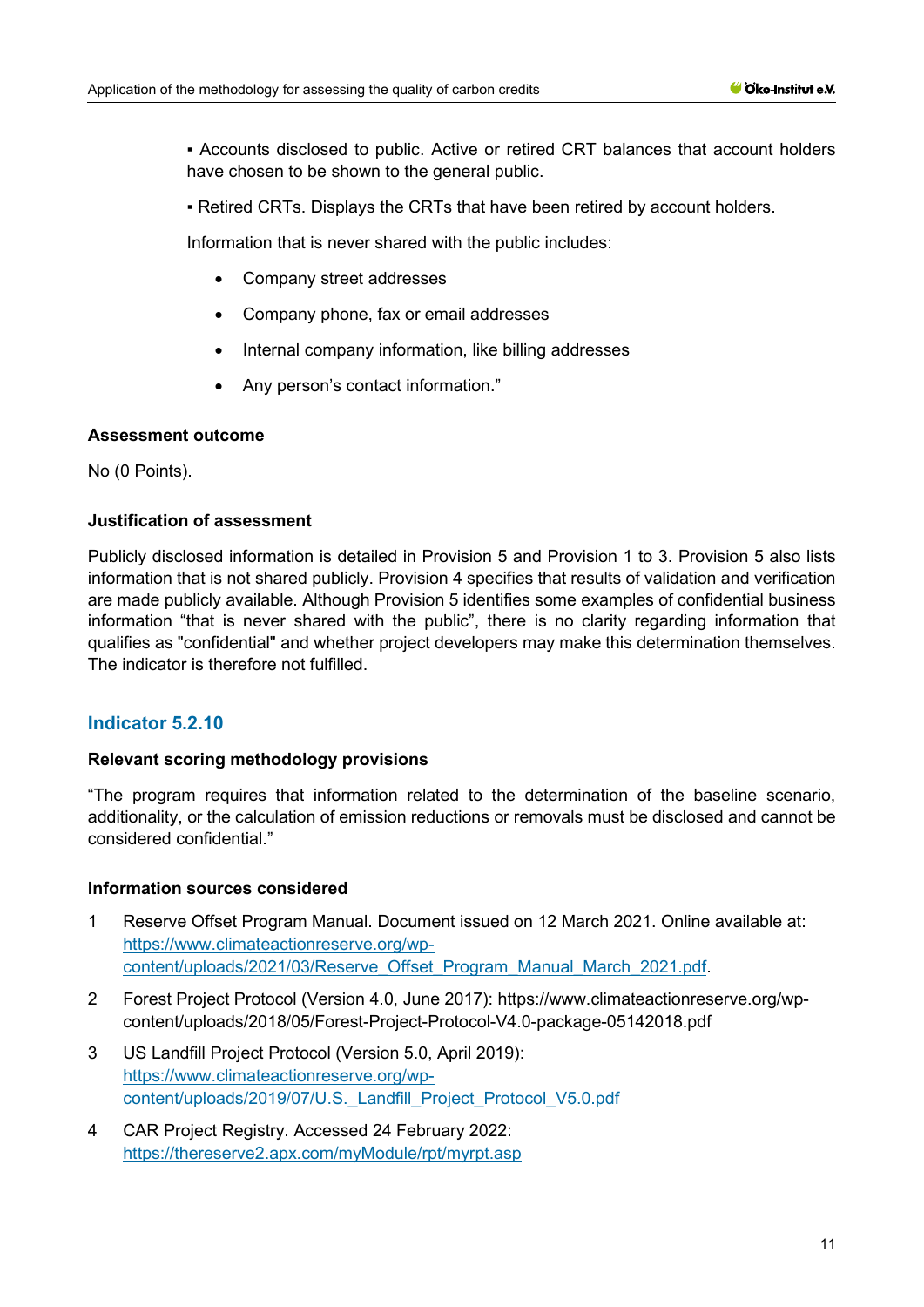▪ Accounts disclosed to public. Active or retired CRT balances that account holders have chosen to be shown to the general public.

▪ Retired CRTs. Displays the CRTs that have been retired by account holders.

Information that is never shared with the public includes:

- Company street addresses
- Company phone, fax or email addresses
- Internal company information, like billing addresses
- Any person's contact information."

**Assessment outcome**

No (0 Points).

**Justification of assessment**

Publicly disclosed information is detailed in Provision 5 and Provision 1 to 3. Provision 5 also lists information that is not shared publicly. Provision 4 specifies that results of validation and verification are made publicly available. Although Provision 5 identifies some examples of confidential business information "that is never shared with the public", there is no clarity regarding information that qualifies as "confidential" and whether project developers may make this determination themselves. The indicator is therefore not fulfilled.

## Indicator 5.2.10

**Relevant scoring methodology provisions**

"The program requires that information related to the determination of the baseline scenario, additionality, or the calculation of emission reductions or removals must be disclosed and cannot be considered confidential."

**Information sources considered**

1. Reserve Offset Program Manual. Document issued on 12 March 2021. Online available at: https://www.climateactionreserve.org/wp-content/uploads/2021/03/Reserve_Offset_Program_Manual_March_2021.pdf.
2. Forest Project Protocol (Version 4.0, June 2017): https://www.climateactionreserve.org/wp-content/uploads/2018/05/Forest-Project-Protocol-V4.0-package-05142018.pdf
3. US Landfill Project Protocol (Version 5.0, April 2019): https://www.climateactionreserve.org/wp-content/uploads/2019/07/U.S._Landfill_Project_Protocol_V5.0.pdf
4. CAR Project Registry. Accessed 24 February 2022: https://thereserve2.apx.com/myModule/rpt/myrpt.asp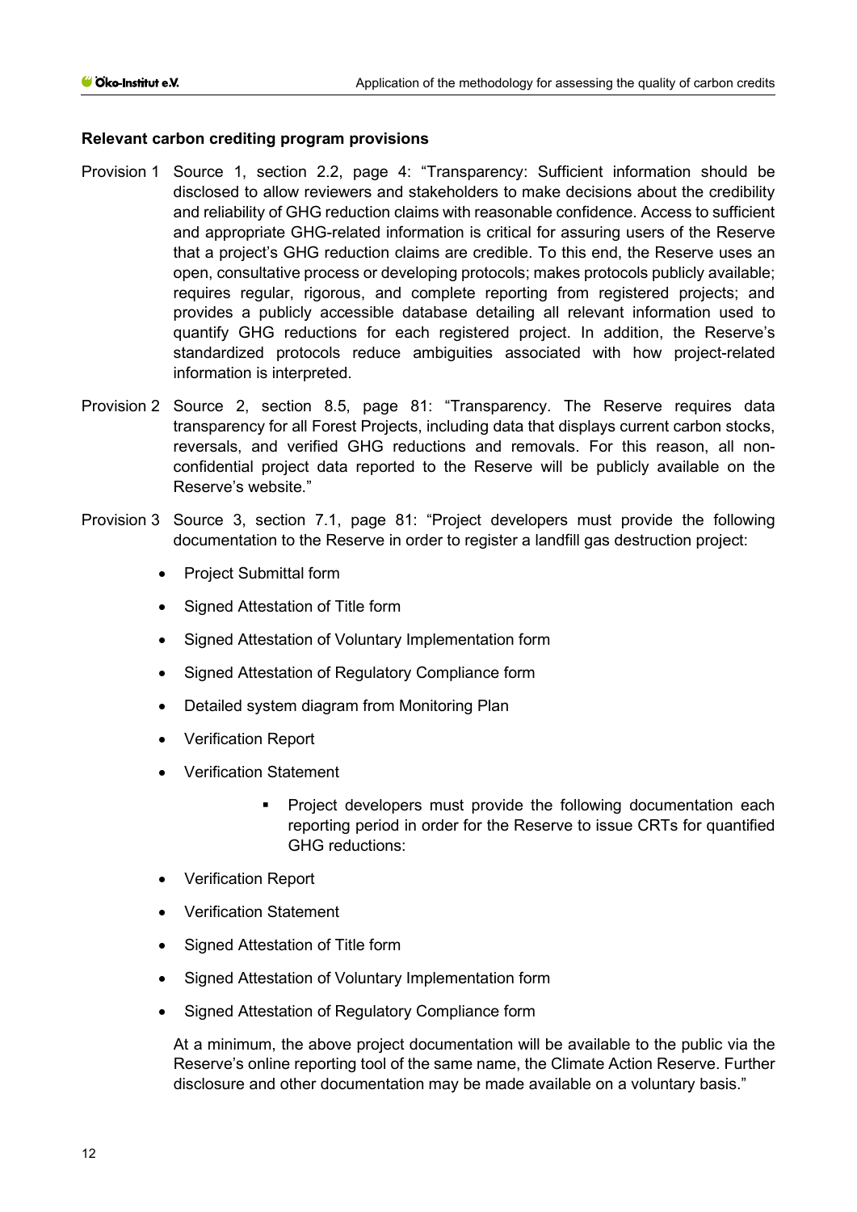**Relevant carbon crediting program provisions**

Provision 1 Source 1, section 2.2, page 4: "Transparency: Sufficient information should be disclosed to allow reviewers and stakeholders to make decisions about the credibility and reliability of GHG reduction claims with reasonable confidence. Access to sufficient and appropriate GHG-related information is critical for assuring users of the Reserve that a project's GHG reduction claims are credible. To this end, the Reserve uses an open, consultative process or developing protocols; makes protocols publicly available; requires regular, rigorous, and complete reporting from registered projects; and provides a publicly accessible database detailing all relevant information used to quantify GHG reductions for each registered project. In addition, the Reserve's standardized protocols reduce ambiguities associated with how project-related information is interpreted.

Provision 2 Source 2, section 8.5, page 81: "Transparency. The Reserve requires data transparency for all Forest Projects, including data that displays current carbon stocks, reversals, and verified GHG reductions and removals. For this reason, all non-confidential project data reported to the Reserve will be publicly available on the Reserve's website."

Provision 3 Source 3, section 7.1, page 81: "Project developers must provide the following documentation to the Reserve in order to register a landfill gas destruction project:

- Project Submittal form
- Signed Attestation of Title form
- Signed Attestation of Voluntary Implementation form
- Signed Attestation of Regulatory Compliance form
- Detailed system diagram from Monitoring Plan
- Verification Report
- Verification Statement
    - Project developers must provide the following documentation each reporting period in order for the Reserve to issue CRTs for quantified GHG reductions:
- Verification Report
- Verification Statement
- Signed Attestation of Title form
- Signed Attestation of Voluntary Implementation form
- Signed Attestation of Regulatory Compliance form

At a minimum, the above project documentation will be available to the public via the Reserve's online reporting tool of the same name, the Climate Action Reserve. Further disclosure and other documentation may be made available on a voluntary basis."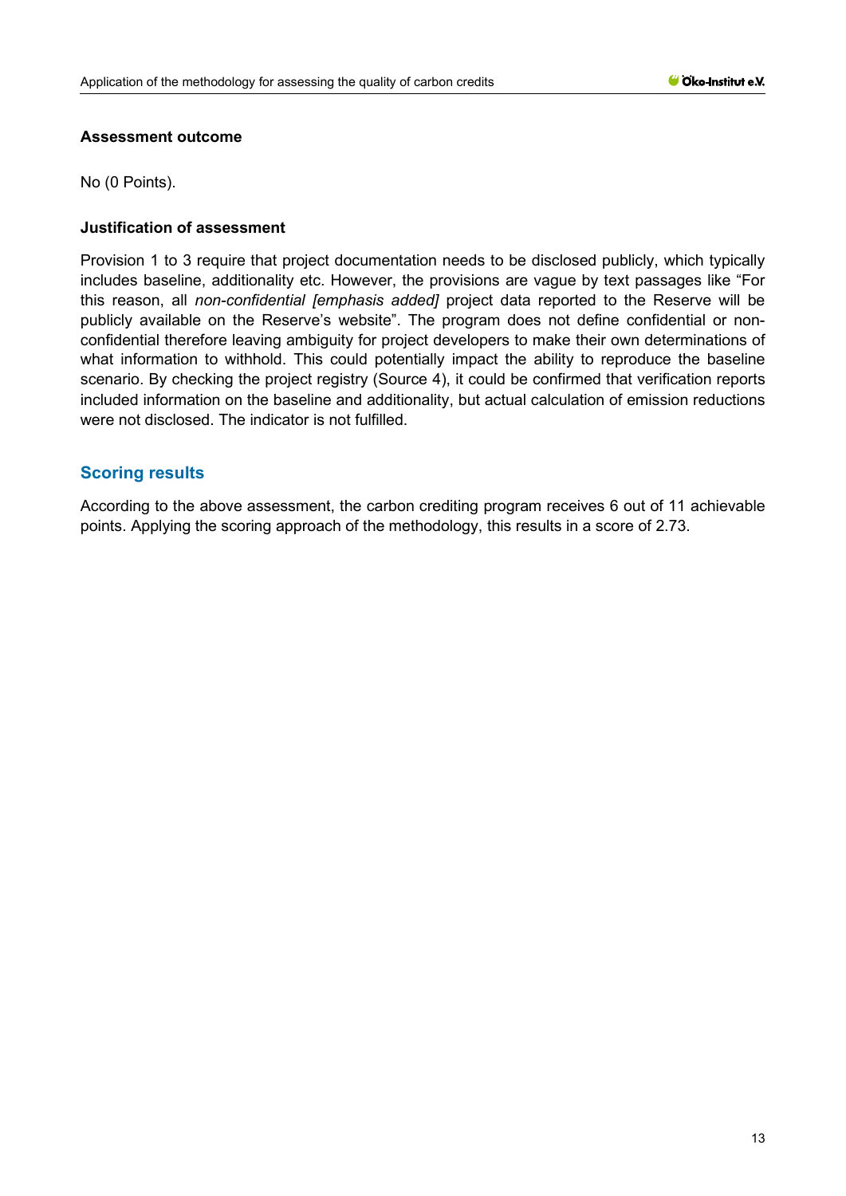**Assessment outcome**

No (0 Points).

**Justification of assessment**

Provision 1 to 3 require that project documentation needs to be disclosed publicly, which typically includes baseline, additionality etc. However, the provisions are vague by text passages like "For this reason, all *non-confidential [emphasis added]* project data reported to the Reserve will be publicly available on the Reserve's website". The program does not define confidential or non-confidential therefore leaving ambiguity for project developers to make their own determinations of what information to withhold. This could potentially impact the ability to reproduce the baseline scenario. By checking the project registry (Source 4), it could be confirmed that verification reports included information on the baseline and additionality, but actual calculation of emission reductions were not disclosed. The indicator is not fulfilled.

## Scoring results

According to the above assessment, the carbon crediting program receives 6 out of 11 achievable points. Applying the scoring approach of the methodology, this results in a score of 2.73.